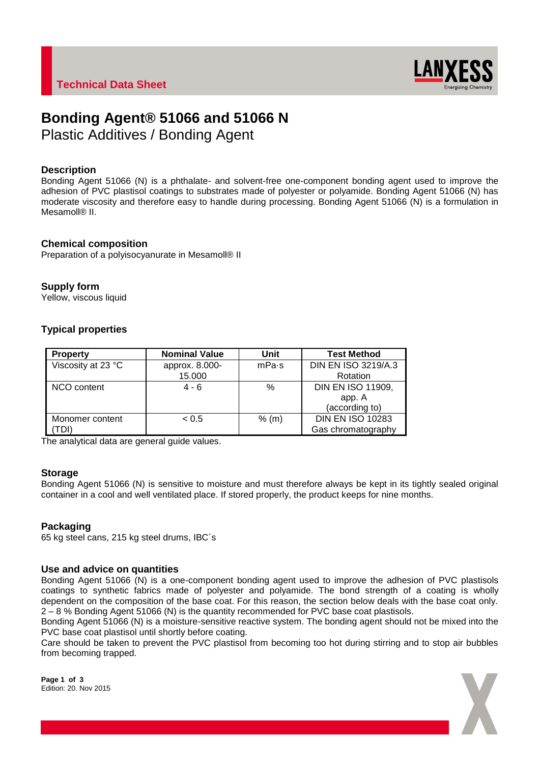Technical Data Sheet

# Bonding Agent® 51066 and 51066 N

## Plastic Additives / Bonding Agent

### Description

Bonding Agent 51066 (N) is a phthalate- and solvent-free one-component bonding agent used to improve the adhesion of PVC plastisol coatings to substrates made of polyester or polyamide. Bonding Agent 51066 (N) has moderate viscosity and therefore easy to handle during processing. Bonding Agent 51066 (N) is a formulation in Mesamoll® II.

### Chemical composition

Preparation of a polyisocyanurate in Mesamoll® II

### Supply form

Yellow, viscous liquid

### Typical properties

| Property | Nominal Value | Unit | Test Method |
|---|---|---|---|
| Viscosity at 23 °C | approx. 8.000-15.000 | mPa·s | DIN EN ISO 3219/A.3 Rotation |
| NCO content | 4 - 6 | % | DIN EN ISO 11909, app. A (according to) |
| Monomer content (TDI) | < 0.5 | % (m) | DIN EN ISO 10283 Gas chromatography |

The analytical data are general guide values.

### Storage

Bonding Agent 51066 (N) is sensitive to moisture and must therefore always be kept in its tightly sealed original container in a cool and well ventilated place. If stored properly, the product keeps for nine months.

### Packaging

65 kg steel cans, 215 kg steel drums, IBC´s

### Use and advice on quantities

Bonding Agent 51066 (N) is a one-component bonding agent used to improve the adhesion of PVC plastisols coatings to synthetic fabrics made of polyester and polyamide. The bond strength of a coating is wholly dependent on the composition of the base coat. For this reason, the section below deals with the base coat only. 2 – 8 % Bonding Agent 51066 (N) is the quantity recommended for PVC base coat plastisols.

Bonding Agent 51066 (N) is a moisture-sensitive reactive system. The bonding agent should not be mixed into the PVC base coat plastisol until shortly before coating.

Care should be taken to prevent the PVC plastisol from becoming too hot during stirring and to stop air bubbles from becoming trapped.

Edition: 20. Nov 2015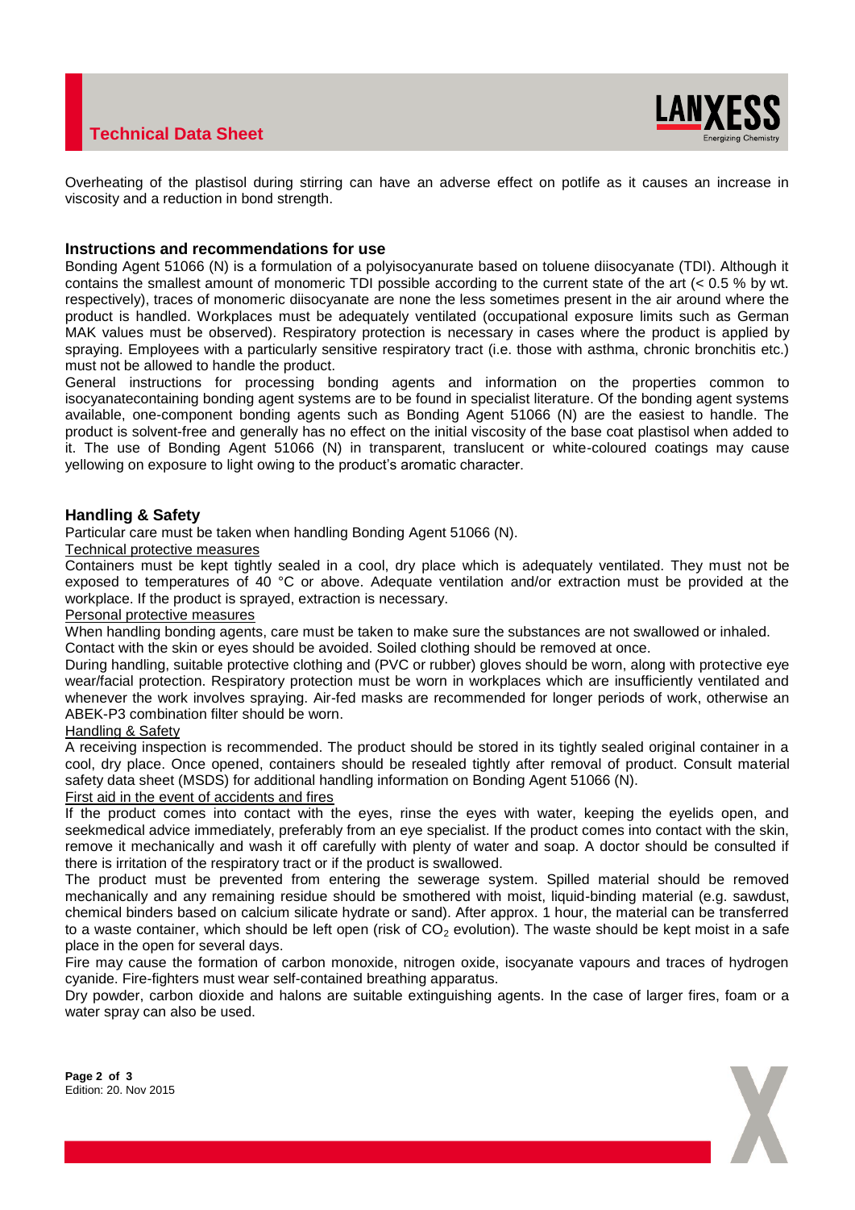Overheating of the plastisol during stirring can have an adverse effect on potlife as it causes an increase in viscosity and a reduction in bond strength.

## Instructions and recommendations for use

Bonding Agent 51066 (N) is a formulation of a polyisocyanurate based on toluene diisocyanate (TDI). Although it contains the smallest amount of monomeric TDI possible according to the current state of the art (< 0.5 % by wt. respectively), traces of monomeric diisocyanate are none the less sometimes present in the air around where the product is handled. Workplaces must be adequately ventilated (occupational exposure limits such as German MAK values must be observed). Respiratory protection is necessary in cases where the product is applied by spraying. Employees with a particularly sensitive respiratory tract (i.e. those with asthma, chronic bronchitis etc.) must not be allowed to handle the product.

General instructions for processing bonding agents and information on the properties common to isocyanatecontaining bonding agent systems are to be found in specialist literature. Of the bonding agent systems available, one-component bonding agents such as Bonding Agent 51066 (N) are the easiest to handle. The product is solvent-free and generally has no effect on the initial viscosity of the base coat plastisol when added to it. The use of Bonding Agent 51066 (N) in transparent, translucent or white-coloured coatings may cause yellowing on exposure to light owing to the product's aromatic character.

## Handling & Safety

Particular care must be taken when handling Bonding Agent 51066 (N).

Technical protective measures

Containers must be kept tightly sealed in a cool, dry place which is adequately ventilated. They must not be exposed to temperatures of 40 °C or above. Adequate ventilation and/or extraction must be provided at the workplace. If the product is sprayed, extraction is necessary.

Personal protective measures

When handling bonding agents, care must be taken to make sure the substances are not swallowed or inhaled. Contact with the skin or eyes should be avoided. Soiled clothing should be removed at once.

During handling, suitable protective clothing and (PVC or rubber) gloves should be worn, along with protective eye wear/facial protection. Respiratory protection must be worn in workplaces which are insufficiently ventilated and whenever the work involves spraying. Air-fed masks are recommended for longer periods of work, otherwise an ABEK-P3 combination filter should be worn.

Handling & Safety

A receiving inspection is recommended. The product should be stored in its tightly sealed original container in a cool, dry place. Once opened, containers should be resealed tightly after removal of product. Consult material safety data sheet (MSDS) for additional handling information on Bonding Agent 51066 (N).

First aid in the event of accidents and fires

If the product comes into contact with the eyes, rinse the eyes with water, keeping the eyelids open, and seekmedical advice immediately, preferably from an eye specialist. If the product comes into contact with the skin, remove it mechanically and wash it off carefully with plenty of water and soap. A doctor should be consulted if there is irritation of the respiratory tract or if the product is swallowed.

The product must be prevented from entering the sewerage system. Spilled material should be removed mechanically and any remaining residue should be smothered with moist, liquid-binding material (e.g. sawdust, chemical binders based on calcium silicate hydrate or sand). After approx. 1 hour, the material can be transferred to a waste container, which should be left open (risk of $CO_2$ evolution). The waste should be kept moist in a safe place in the open for several days.

Fire may cause the formation of carbon monoxide, nitrogen oxide, isocyanate vapours and traces of hydrogen cyanide. Fire-fighters must wear self-contained breathing apparatus.

Dry powder, carbon dioxide and halons are suitable extinguishing agents. In the case of larger fires, foam or a water spray can also be used.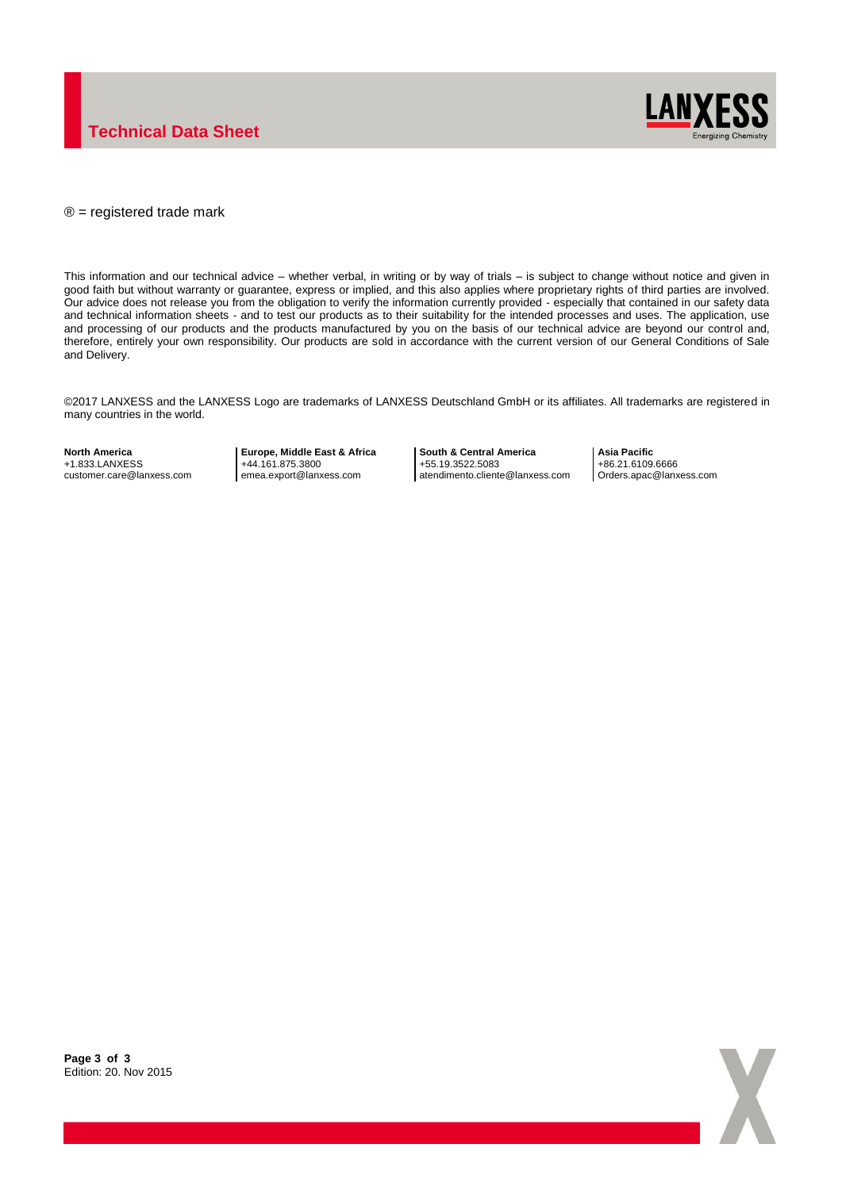® = registered trade mark

This information and our technical advice – whether verbal, in writing or by way of trials – is subject to change without notice and given in good faith but without warranty or guarantee, express or implied, and this also applies where proprietary rights of third parties are involved. Our advice does not release you from the obligation to verify the information currently provided - especially that contained in our safety data and technical information sheets - and to test our products as to their suitability for the intended processes and uses. The application, use and processing of our products and the products manufactured by you on the basis of our technical advice are beyond our control and, therefore, entirely your own responsibility. Our products are sold in accordance with the current version of our General Conditions of Sale and Delivery.

©2017 LANXESS and the LANXESS Logo are trademarks of LANXESS Deutschland GmbH or its affiliates. All trademarks are registered in many countries in the world.

**North America**
+1.833.LANXESS
customer.care@lanxess.com

**Europe, Middle East & Africa**
+44.161.875.3800
emea.export@lanxess.com

**South & Central America**
+55.19.3522.5083
atendimento.cliente@lanxess.com

**Asia Pacific**
+86.21.6109.6666
Orders.apac@lanxess.com

Edition: 20. Nov 2015